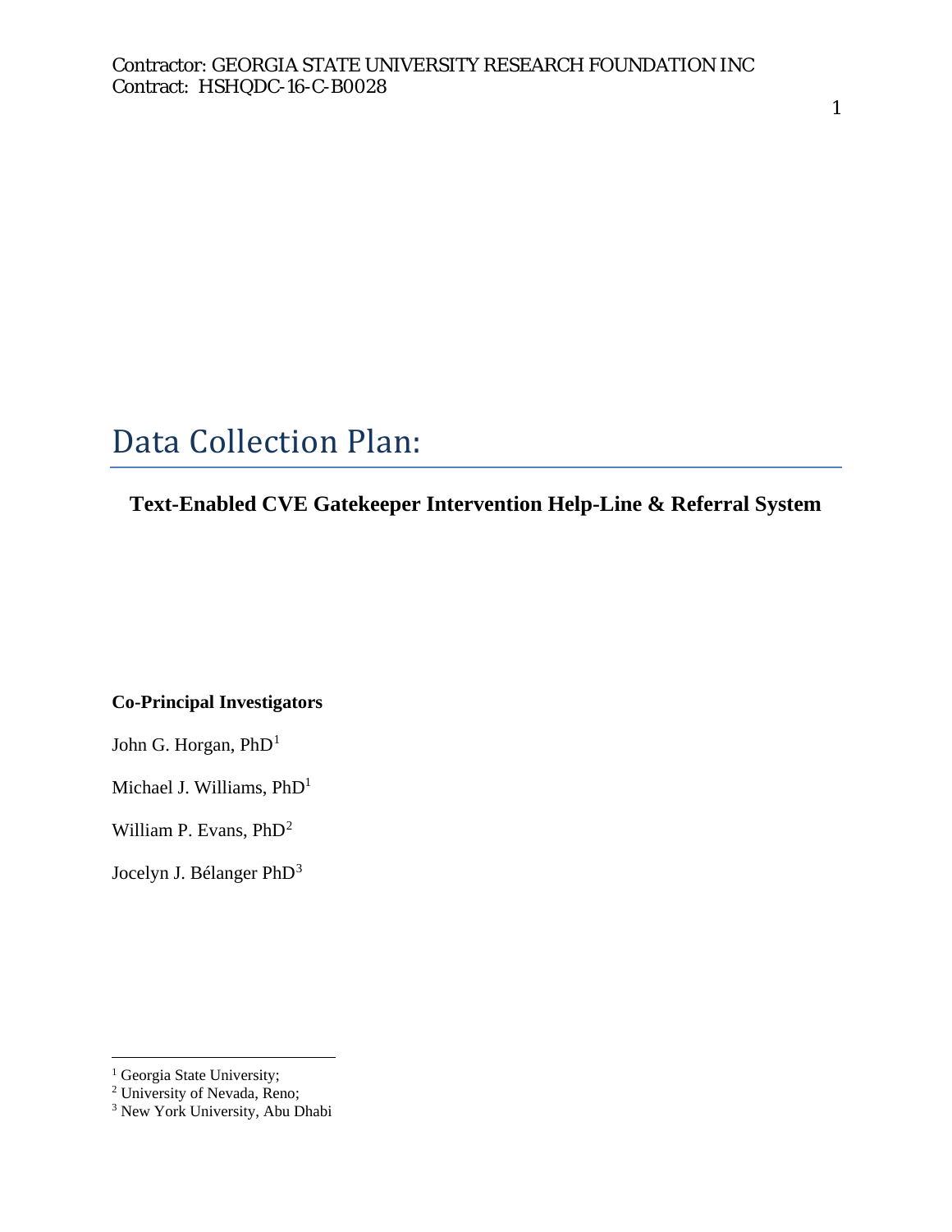# Data Collection Plan:

## Text-Enabled CVE Gatekeeper Intervention Help-Line & Referral System

**Co-Principal Investigators**

John G. Horgan, PhD[1]

Michael J. Williams, PhD[1]

William P. Evans, PhD[2]

Jocelyn J. Bélanger PhD[3]

[1] Georgia State University;

[2] University of Nevada, Reno;

[3] New York University, Abu Dhabi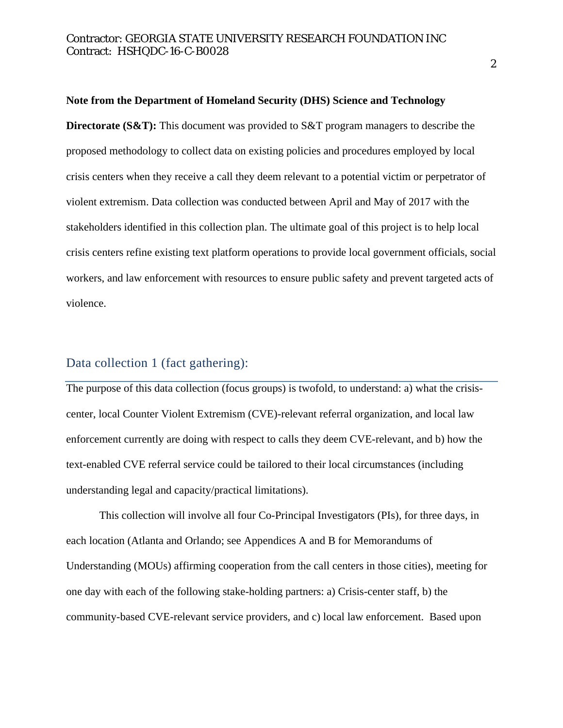**Note from the Department of Homeland Security (DHS) Science and Technology Directorate (S&T):** This document was provided to S&T program managers to describe the proposed methodology to collect data on existing policies and procedures employed by local crisis centers when they receive a call they deem relevant to a potential victim or perpetrator of violent extremism. Data collection was conducted between April and May of 2017 with the stakeholders identified in this collection plan. The ultimate goal of this project is to help local crisis centers refine existing text platform operations to provide local government officials, social workers, and law enforcement with resources to ensure public safety and prevent targeted acts of violence.

## Data collection 1 (fact gathering):

The purpose of this data collection (focus groups) is twofold, to understand: a) what the crisis-center, local Counter Violent Extremism (CVE)-relevant referral organization, and local law enforcement currently are doing with respect to calls they deem CVE-relevant, and b) how the text-enabled CVE referral service could be tailored to their local circumstances (including understanding legal and capacity/practical limitations).

This collection will involve all four Co-Principal Investigators (PIs), for three days, in each location (Atlanta and Orlando; see Appendices A and B for Memorandums of Understanding (MOUs) affirming cooperation from the call centers in those cities), meeting for one day with each of the following stake-holding partners: a) Crisis-center staff, b) the community-based CVE-relevant service providers, and c) local law enforcement. Based upon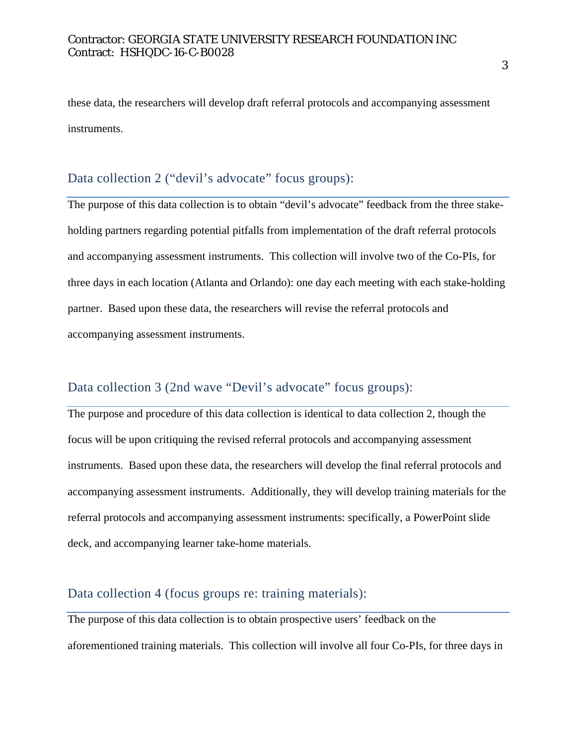these data, the researchers will develop draft referral protocols and accompanying assessment instruments.

## Data collection 2 ("devil's advocate" focus groups):

The purpose of this data collection is to obtain "devil's advocate" feedback from the three stake-holding partners regarding potential pitfalls from implementation of the draft referral protocols and accompanying assessment instruments. This collection will involve two of the Co-PIs, for three days in each location (Atlanta and Orlando): one day each meeting with each stake-holding partner. Based upon these data, the researchers will revise the referral protocols and accompanying assessment instruments.

## Data collection 3 (2nd wave "Devil's advocate" focus groups):

The purpose and procedure of this data collection is identical to data collection 2, though the focus will be upon critiquing the revised referral protocols and accompanying assessment instruments. Based upon these data, the researchers will develop the final referral protocols and accompanying assessment instruments. Additionally, they will develop training materials for the referral protocols and accompanying assessment instruments: specifically, a PowerPoint slide deck, and accompanying learner take-home materials.

## Data collection 4 (focus groups re: training materials):

The purpose of this data collection is to obtain prospective users' feedback on the aforementioned training materials. This collection will involve all four Co-PIs, for three days in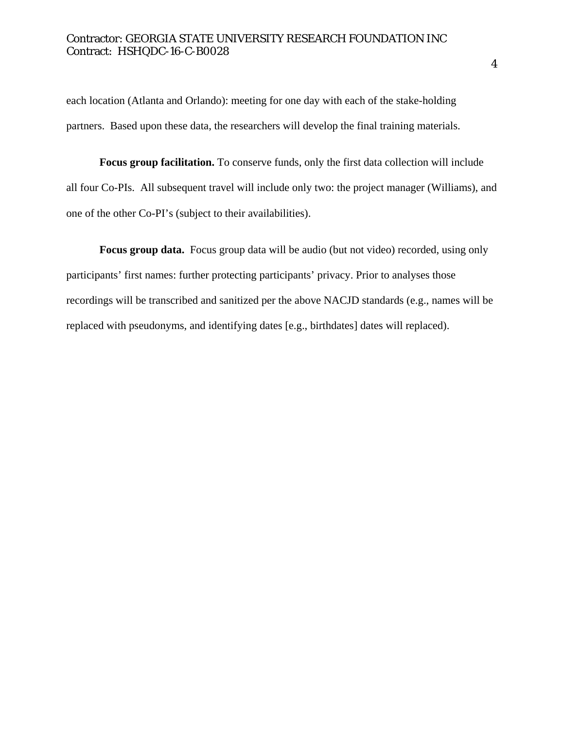each location (Atlanta and Orlando): meeting for one day with each of the stake-holding partners. Based upon these data, the researchers will develop the final training materials.

**Focus group facilitation.** To conserve funds, only the first data collection will include all four Co-PIs. All subsequent travel will include only two: the project manager (Williams), and one of the other Co-PI's (subject to their availabilities).

**Focus group data.** Focus group data will be audio (but not video) recorded, using only participants' first names: further protecting participants' privacy. Prior to analyses those recordings will be transcribed and sanitized per the above NACJD standards (e.g., names will be replaced with pseudonyms, and identifying dates [e.g., birthdates] dates will replaced).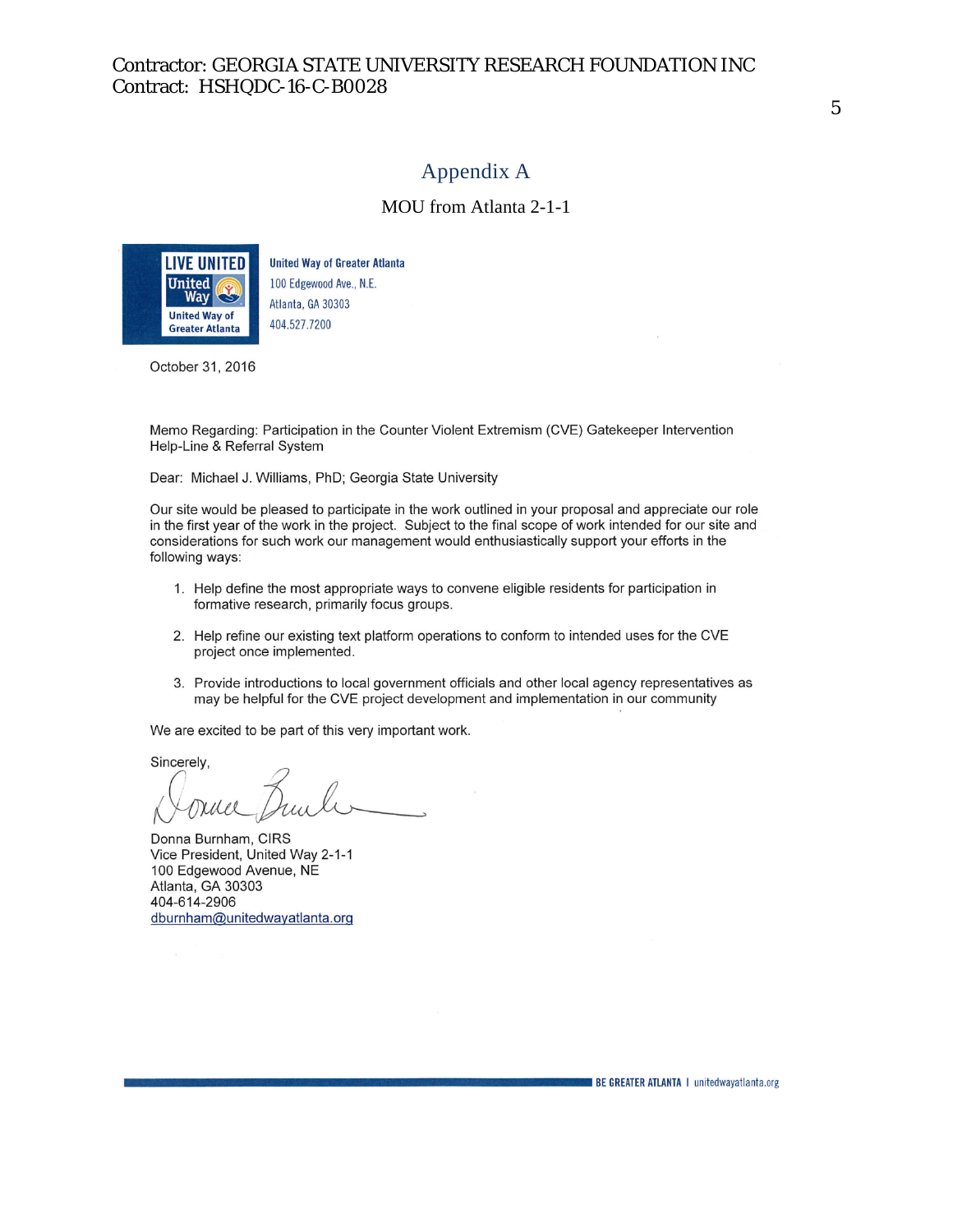## Appendix A

MOU from Atlanta 2-1-1

LIVE UNITED
United Way
United Way of Greater Atlanta

United Way of Greater Atlanta
100 Edgewood Ave., N.E.
Atlanta, GA 30303
404.527.7200

October 31, 2016

Memo Regarding: Participation in the Counter Violent Extremism (CVE) Gatekeeper Intervention Help-Line & Referral System

Dear: Michael J. Williams, PhD; Georgia State University

Our site would be pleased to participate in the work outlined in your proposal and appreciate our role in the first year of the work in the project. Subject to the final scope of work intended for our site and considerations for such work our management would enthusiastically support your efforts in the following ways:

1. Help define the most appropriate ways to convene eligible residents for participation in formative research, primarily focus groups.
2. Help refine our existing text platform operations to conform to intended uses for the CVE project once implemented.
3. Provide introductions to local government officials and other local agency representatives as may be helpful for the CVE project development and implementation in our community

We are excited to be part of this very important work.

Sincerely,

Donna Burnham, CIRS
Vice President, United Way 2-1-1
100 Edgewood Avenue, NE
Atlanta, GA 30303
404-614-2906
dburnham@unitedwayatlanta.org

BE GREATER ATLANTA | unitedwayatlanta.org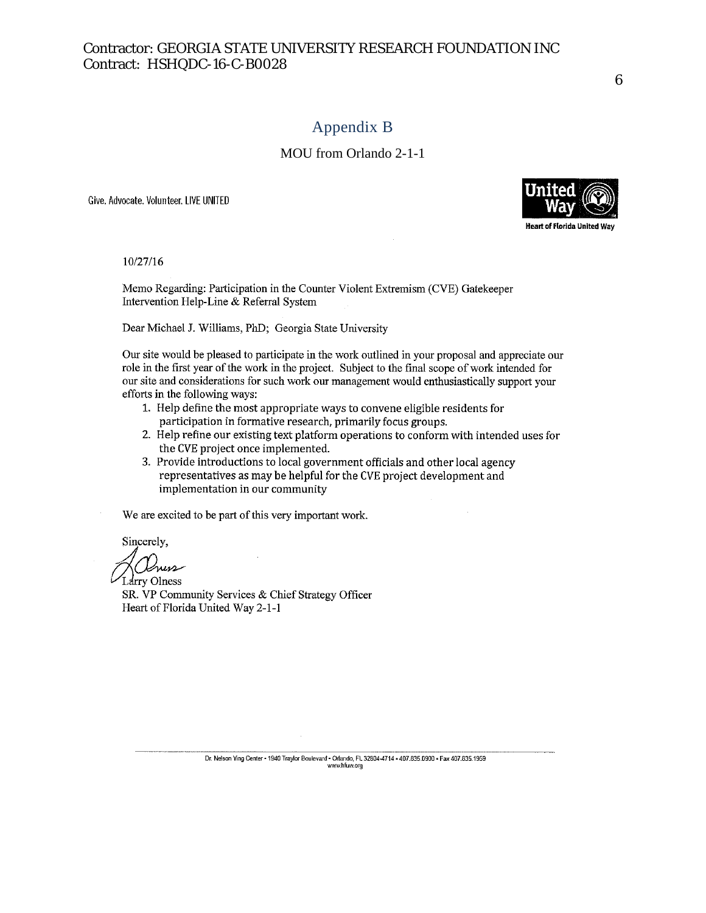## Appendix B

MOU from Orlando 2-1-1

Give. Advocate. Volunteer. LIVE UNITED

United Way

Heart of Florida United Way

10/27/16

Memo Regarding: Participation in the Counter Violent Extremism (CVE) Gatekeeper Intervention Help-Line & Referral System

Dear Michael J. Williams, PhD; Georgia State University

Our site would be pleased to participate in the work outlined in your proposal and appreciate our role in the first year of the work in the project. Subject to the final scope of work intended for our site and considerations for such work our management would enthusiastically support your efforts in the following ways:

1. Help define the most appropriate ways to convene eligible residents for participation in formative research, primarily focus groups.
2. Help refine our existing text platform operations to conform with intended uses for the CVE project once implemented.
3. Provide introductions to local government officials and other local agency representatives as may be helpful for the CVE project development and implementation in our community

We are excited to be part of this very important work.

Sincerely,

Larry Olness
SR. VP Community Services & Chief Strategy Officer
Heart of Florida United Way 2-1-1

Dr. Nelson Ying Center • 1940 Traylor Boulevard • Orlando, FL 32804-4714 • 407.835.0900 • Fax 407.835.1959
www.hfuw.org